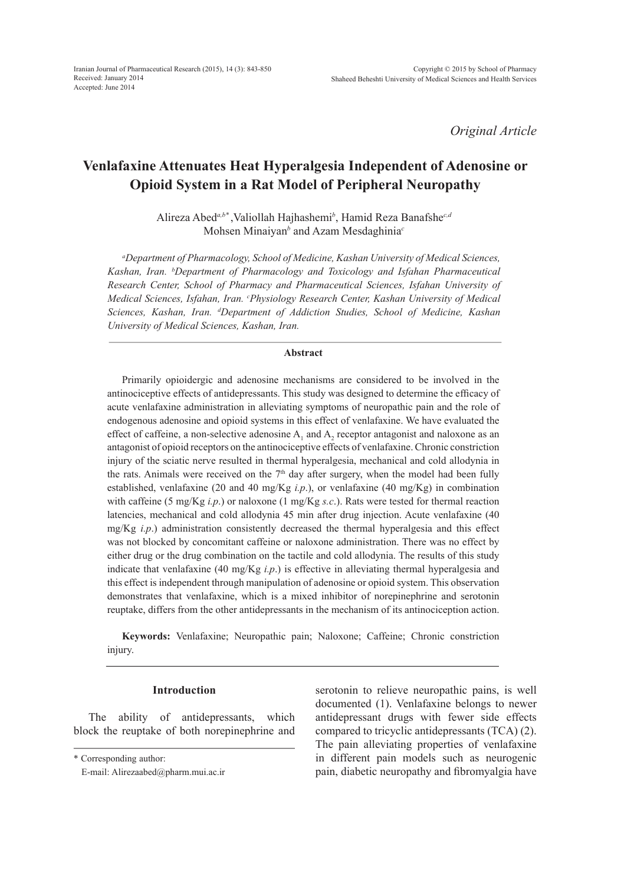Iranian Journal of Pharmaceutical Research (2015), 14 (3): 843-850
Received: January 2014
Accepted: June 2014

Copyright © 2015 by School of Pharmacy
Shaheed Beheshti University of Medical Sciences and Health Services

*Original Article*

# Venlafaxine Attenuates Heat Hyperalgesia Independent of Adenosine or Opioid System in a Rat Model of Peripheral Neuropathy

Alireza Abed[a,b*], Valiollah Hajhashemi[b], Hamid Reza Banafshe[c,d]
Mohsen Minaiyan[b] and Azam Mesdaghinia[c]

*[a]Department of Pharmacology, School of Medicine, Kashan University of Medical Sciences, Kashan, Iran. [b]Department of Pharmacology and Toxicology and Isfahan Pharmaceutical Research Center, School of Pharmacy and Pharmaceutical Sciences, Isfahan University of Medical Sciences, Isfahan, Iran. [c]Physiology Research Center, Kashan University of Medical Sciences, Kashan, Iran. [d]Department of Addiction Studies, School of Medicine, Kashan University of Medical Sciences, Kashan, Iran.*

## Abstract

Primarily opioidergic and adenosine mechanisms are considered to be involved in the antinociceptive effects of antidepressants. This study was designed to determine the efficacy of acute venlafaxine administration in alleviating symptoms of neuropathic pain and the role of endogenous adenosine and opioid systems in this effect of venlafaxine. We have evaluated the effect of caffeine, a non-selective adenosine $A_1$ and $A_2$ receptor antagonist and naloxone as an antagonist of opioid receptors on the antinociceptive effects of venlafaxine. Chronic constriction injury of the sciatic nerve resulted in thermal hyperalgesia, mechanical and cold allodynia in the rats. Animals were received on the 7[th] day after surgery, when the model had been fully established, venlafaxine (20 and 40 mg/Kg *i.p.*), or venlafaxine (40 mg/Kg) in combination with caffeine (5 mg/Kg *i.p.*) or naloxone (1 mg/Kg *s.c.*). Rats were tested for thermal reaction latencies, mechanical and cold allodynia 45 min after drug injection. Acute venlafaxine (40 mg/Kg *i.p.*) administration consistently decreased the thermal hyperalgesia and this effect was not blocked by concomitant caffeine or naloxone administration. There was no effect by either drug or the drug combination on the tactile and cold allodynia. The results of this study indicate that venlafaxine (40 mg/Kg *i.p.*) is effective in alleviating thermal hyperalgesia and this effect is independent through manipulation of adenosine or opioid system. This observation demonstrates that venlafaxine, which is a mixed inhibitor of norepinephrine and serotonin reuptake, differs from the other antidepressants in the mechanism of its antinociception action.

**Keywords:** Venlafaxine; Neuropathic pain; Naloxone; Caffeine; Chronic constriction injury.

## Introduction

The ability of antidepressants, which block the reuptake of both norepinephrine and serotonin to relieve neuropathic pains, is well documented (1). Venlafaxine belongs to newer antidepressant drugs with fewer side effects compared to tricyclic antidepressants (TCA) (2). The pain alleviating properties of venlafaxine in different pain models such as neurogenic pain, diabetic neuropathy and fibromyalgia have

\* Corresponding author:
E-mail: Alirezaabed@pharm.mui.ac.ir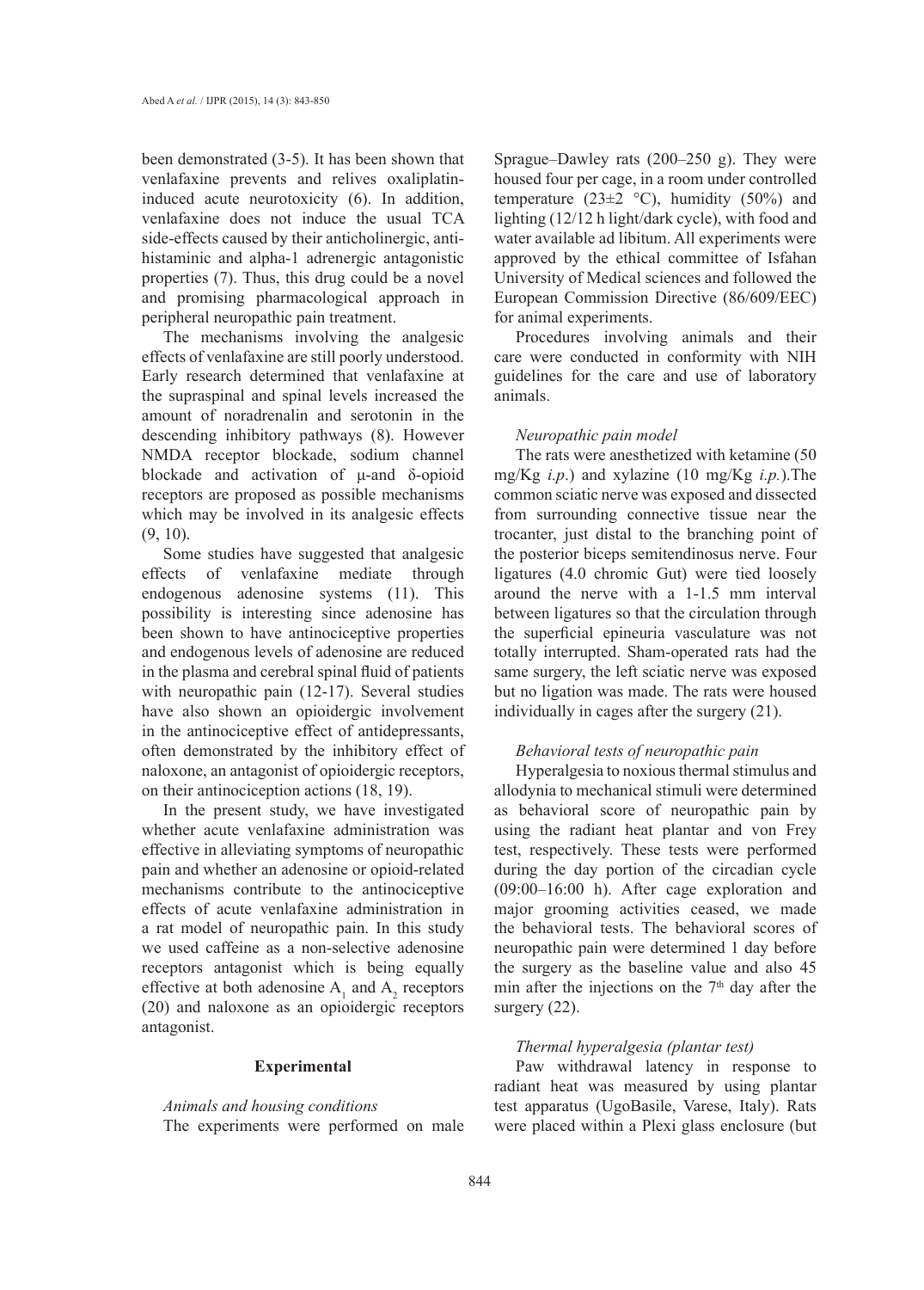been demonstrated (3-5). It has been shown that venlafaxine prevents and relives oxaliplatin-induced acute neurotoxicity (6). In addition, venlafaxine does not induce the usual TCA side-effects caused by their anticholinergic, anti-histaminic and alpha-1 adrenergic antagonistic properties (7). Thus, this drug could be a novel and promising pharmacological approach in peripheral neuropathic pain treatment.

The mechanisms involving the analgesic effects of venlafaxine are still poorly understood. Early research determined that venlafaxine at the supraspinal and spinal levels increased the amount of noradrenalin and serotonin in the descending inhibitory pathways (8). However NMDA receptor blockade, sodium channel blockade and activation of μ-and δ-opioid receptors are proposed as possible mechanisms which may be involved in its analgesic effects (9, 10).

Some studies have suggested that analgesic effects of venlafaxine mediate through endogenous adenosine systems (11). This possibility is interesting since adenosine has been shown to have antinociceptive properties and endogenous levels of adenosine are reduced in the plasma and cerebral spinal fluid of patients with neuropathic pain (12-17). Several studies have also shown an opioidergic involvement in the antinociceptive effect of antidepressants, often demonstrated by the inhibitory effect of naloxone, an antagonist of opioidergic receptors, on their antinociception actions (18, 19).

In the present study, we have investigated whether acute venlafaxine administration was effective in alleviating symptoms of neuropathic pain and whether an adenosine or opioid-related mechanisms contribute to the antinociceptive effects of acute venlafaxine administration in a rat model of neuropathic pain. In this study we used caffeine as a non-selective adenosine receptors antagonist which is being equally effective at both adenosine $A_1$ and $A_2$ receptors (20) and naloxone as an opioidergic receptors antagonist.

## Experimental

*Animals and housing conditions*

The experiments were performed on male Sprague–Dawley rats (200–250 g). They were housed four per cage, in a room under controlled temperature (23±2 °C), humidity (50%) and lighting (12/12 h light/dark cycle), with food and water available ad libitum. All experiments were approved by the ethical committee of Isfahan University of Medical sciences and followed the European Commission Directive (86/609/EEC) for animal experiments.

Procedures involving animals and their care were conducted in conformity with NIH guidelines for the care and use of laboratory animals.

*Neuropathic pain model*

The rats were anesthetized with ketamine (50 mg/Kg *i.p.*) and xylazine (10 mg/Kg *i.p.*).The common sciatic nerve was exposed and dissected from surrounding connective tissue near the trocanter, just distal to the branching point of the posterior biceps semitendinosus nerve. Four ligatures (4.0 chromic Gut) were tied loosely around the nerve with a 1-1.5 mm interval between ligatures so that the circulation through the superficial epineuria vasculature was not totally interrupted. Sham-operated rats had the same surgery, the left sciatic nerve was exposed but no ligation was made. The rats were housed individually in cages after the surgery (21).

*Behavioral tests of neuropathic pain*

Hyperalgesia to noxious thermal stimulus and allodynia to mechanical stimuli were determined as behavioral score of neuropathic pain by using the radiant heat plantar and von Frey test, respectively. These tests were performed during the day portion of the circadian cycle (09:00–16:00 h). After cage exploration and major grooming activities ceased, we made the behavioral tests. The behavioral scores of neuropathic pain were determined 1 day before the surgery as the baseline value and also 45 min after the injections on the 7th day after the surgery (22).

*Thermal hyperalgesia (plantar test)*

Paw withdrawal latency in response to radiant heat was measured by using plantar test apparatus (UgoBasile, Varese, Italy). Rats were placed within a Plexi glass enclosure (but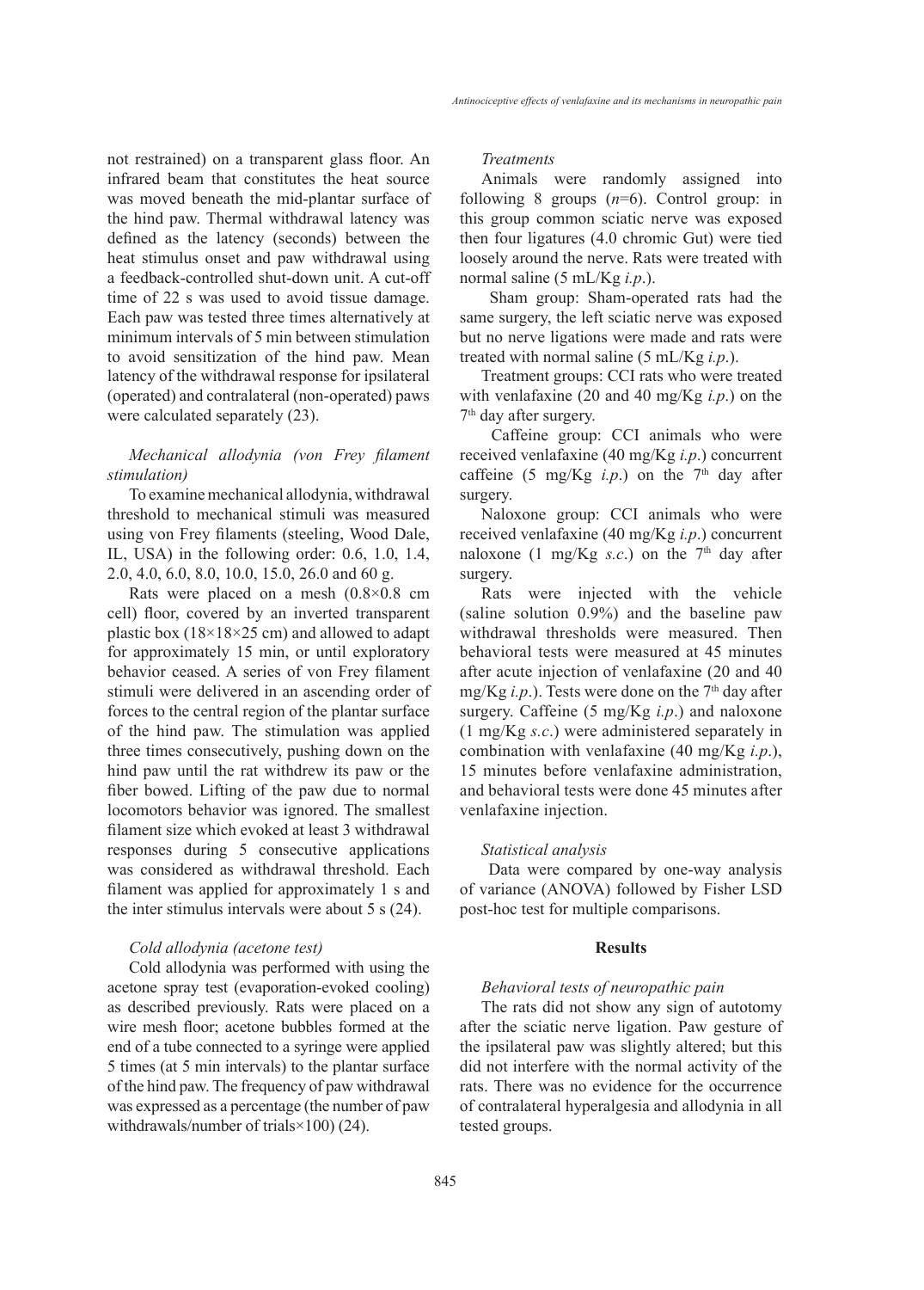not restrained) on a transparent glass floor. An infrared beam that constitutes the heat source was moved beneath the mid-plantar surface of the hind paw. Thermal withdrawal latency was defined as the latency (seconds) between the heat stimulus onset and paw withdrawal using a feedback-controlled shut-down unit. A cut-off time of 22 s was used to avoid tissue damage. Each paw was tested three times alternatively at minimum intervals of 5 min between stimulation to avoid sensitization of the hind paw. Mean latency of the withdrawal response for ipsilateral (operated) and contralateral (non-operated) paws were calculated separately (23).

*Mechanical allodynia (von Frey filament stimulation)*

To examine mechanical allodynia, withdrawal threshold to mechanical stimuli was measured using von Frey filaments (steeling, Wood Dale, IL, USA) in the following order: 0.6, 1.0, 1.4, 2.0, 4.0, 6.0, 8.0, 10.0, 15.0, 26.0 and 60 g.

Rats were placed on a mesh (0.8×0.8 cm cell) floor, covered by an inverted transparent plastic box (18×18×25 cm) and allowed to adapt for approximately 15 min, or until exploratory behavior ceased. A series of von Frey filament stimuli were delivered in an ascending order of forces to the central region of the plantar surface of the hind paw. The stimulation was applied three times consecutively, pushing down on the hind paw until the rat withdrew its paw or the fiber bowed. Lifting of the paw due to normal locomotors behavior was ignored. The smallest filament size which evoked at least 3 withdrawal responses during 5 consecutive applications was considered as withdrawal threshold. Each filament was applied for approximately 1 s and the inter stimulus intervals were about 5 s (24).

*Cold allodynia (acetone test)*

Cold allodynia was performed with using the acetone spray test (evaporation-evoked cooling) as described previously. Rats were placed on a wire mesh floor; acetone bubbles formed at the end of a tube connected to a syringe were applied 5 times (at 5 min intervals) to the plantar surface of the hind paw. The frequency of paw withdrawal was expressed as a percentage (the number of paw withdrawals/number of trials×100) (24).

*Treatments*

Animals were randomly assigned into following 8 groups (*n*=6). Control group: in this group common sciatic nerve was exposed then four ligatures (4.0 chromic Gut) were tied loosely around the nerve. Rats were treated with normal saline (5 mL/Kg *i.p.*).

Sham group: Sham-operated rats had the same surgery, the left sciatic nerve was exposed but no nerve ligations were made and rats were treated with normal saline (5 mL/Kg *i.p.*).

Treatment groups: CCI rats who were treated with venlafaxine (20 and 40 mg/Kg *i.p.*) on the 7[th] day after surgery.

Caffeine group: CCI animals who were received venlafaxine (40 mg/Kg *i.p.*) concurrent caffeine (5 mg/Kg *i.p.*) on the 7[th] day after surgery.

Naloxone group: CCI animals who were received venlafaxine (40 mg/Kg *i.p.*) concurrent naloxone (1 mg/Kg *s.c.*) on the 7[th] day after surgery.

Rats were injected with the vehicle (saline solution 0.9%) and the baseline paw withdrawal thresholds were measured. Then behavioral tests were measured at 45 minutes after acute injection of venlafaxine (20 and 40 mg/Kg *i.p.*). Tests were done on the 7[th] day after surgery. Caffeine (5 mg/Kg *i.p.*) and naloxone (1 mg/Kg *s.c.*) were administered separately in combination with venlafaxine (40 mg/Kg *i.p.*), 15 minutes before venlafaxine administration, and behavioral tests were done 45 minutes after venlafaxine injection.

*Statistical analysis*

Data were compared by one-way analysis of variance (ANOVA) followed by Fisher LSD post-hoc test for multiple comparisons.

## Results

*Behavioral tests of neuropathic pain*

The rats did not show any sign of autotomy after the sciatic nerve ligation. Paw gesture of the ipsilateral paw was slightly altered; but this did not interfere with the normal activity of the rats. There was no evidence for the occurrence of contralateral hyperalgesia and allodynia in all tested groups.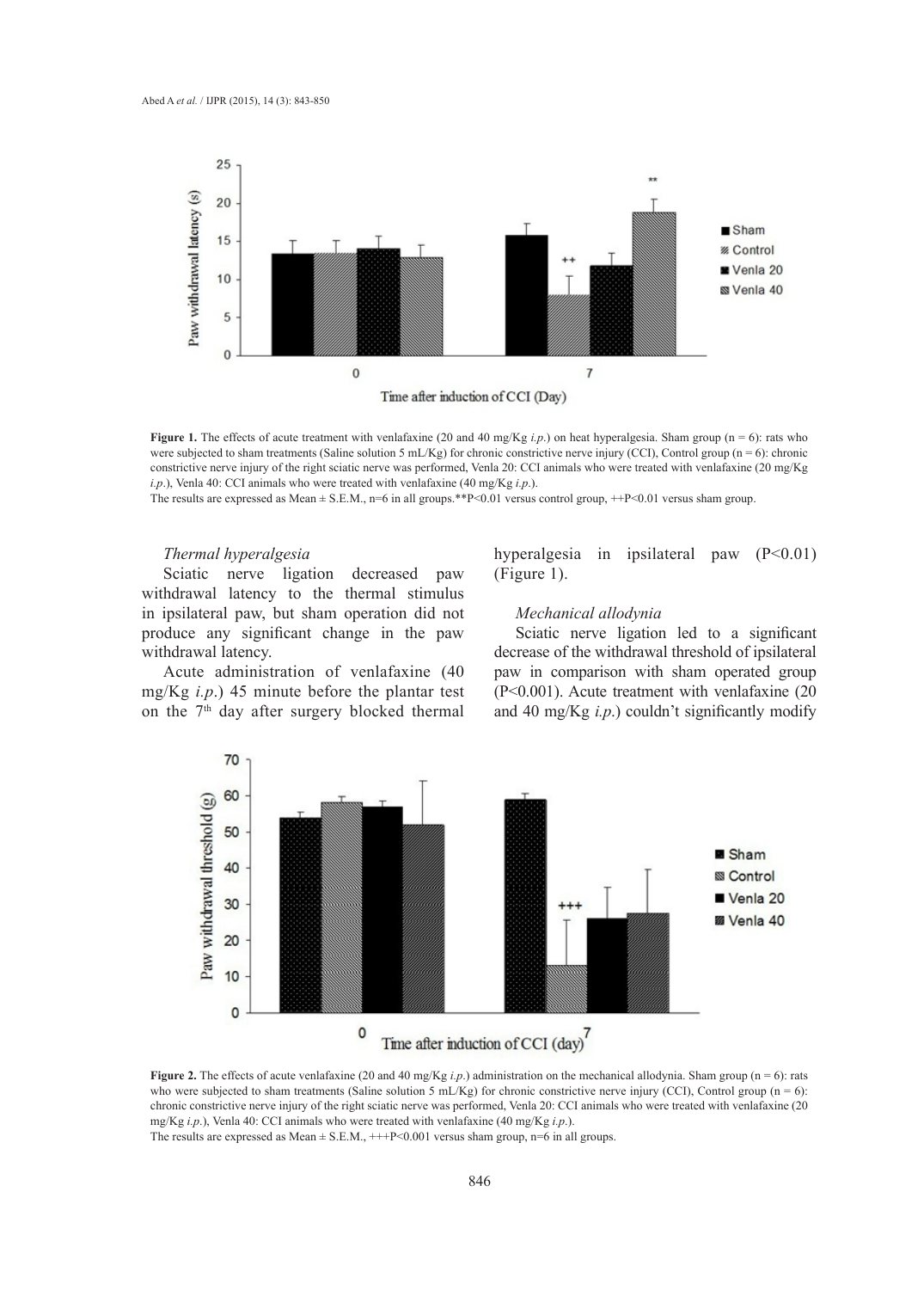**Figure 1.** The effects of acute treatment with venlafaxine (20 and 40 mg/Kg *i.p.*) on heat hyperalgesia. Sham group (n = 6): rats who were subjected to sham treatments (Saline solution 5 mL/Kg) for chronic constrictive nerve injury (CCI), Control group (n = 6): chronic constrictive nerve injury of the right sciatic nerve was performed, Venla 20: CCI animals who were treated with venlafaxine (20 mg/Kg *i.p.*), Venla 40: CCI animals who were treated with venlafaxine (40 mg/Kg *i.p.*).
The results are expressed as Mean ± S.E.M., n=6 in all groups.**P<0.01 versus control group, ++P<0.01 versus sham group.

*Thermal hyperalgesia*

Sciatic nerve ligation decreased paw withdrawal latency to the thermal stimulus in ipsilateral paw, but sham operation did not produce any significant change in the paw withdrawal latency.

Acute administration of venlafaxine (40 mg/Kg *i.p.*) 45 minute before the plantar test on the 7th day after surgery blocked thermal hyperalgesia in ipsilateral paw (P<0.01) (Figure 1).

*Mechanical allodynia*

Sciatic nerve ligation led to a significant decrease of the withdrawal threshold of ipsilateral paw in comparison with sham operated group (P<0.001). Acute treatment with venlafaxine (20 and 40 mg/Kg *i.p.*) couldn't significantly modify

**Figure 2.** The effects of acute venlafaxine (20 and 40 mg/Kg *i.p.*) administration on the mechanical allodynia. Sham group (n = 6): rats who were subjected to sham treatments (Saline solution 5 mL/Kg) for chronic constrictive nerve injury (CCI), Control group (n = 6): chronic constrictive nerve injury of the right sciatic nerve was performed, Venla 20: CCI animals who were treated with venlafaxine (20 mg/Kg *i.p.*), Venla 40: CCI animals who were treated with venlafaxine (40 mg/Kg *i.p.*).
The results are expressed as Mean ± S.E.M., +++P<0.001 versus sham group, n=6 in all groups.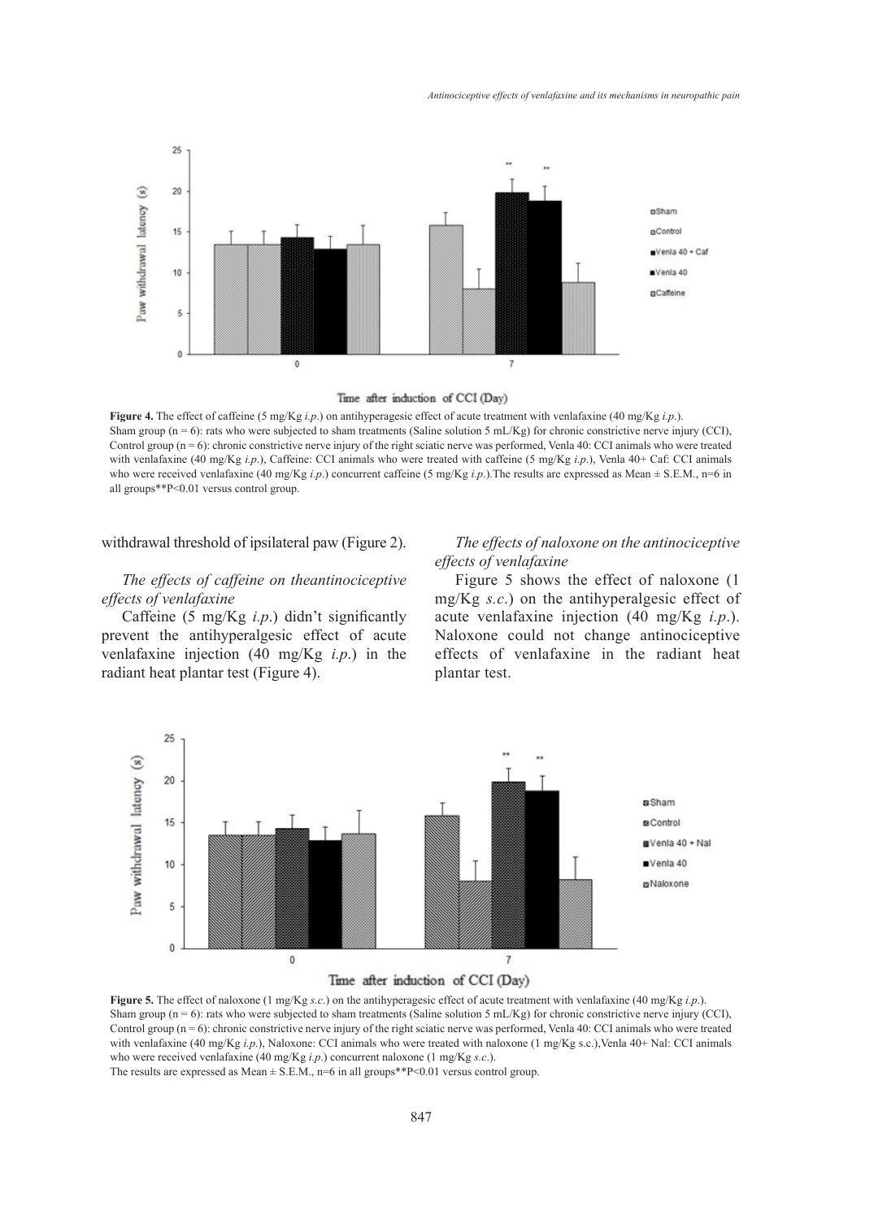**Figure 4.** The effect of caffeine (5 mg/Kg *i.p.*) on antihyperagesic effect of acute treatment with venlafaxine (40 mg/Kg *i.p.*).
Sham group (n = 6): rats who were subjected to sham treatments (Saline solution 5 mL/Kg) for chronic constrictive nerve injury (CCI), Control group (n = 6): chronic constrictive nerve injury of the right sciatic nerve was performed, Venla 40: CCI animals who were treated with venlafaxine (40 mg/Kg *i.p.*), Caffeine: CCI animals who were treated with caffeine (5 mg/Kg *i.p.*), Venla 40+ Caf: CCI animals who were received venlafaxine (40 mg/Kg *i.p.*) concurrent caffeine (5 mg/Kg *i.p.*).The results are expressed as Mean ± S.E.M., n=6 in all groups**P<0.01 versus control group.

withdrawal threshold of ipsilateral paw (Figure 2).

*The effects of caffeine on theantinociceptive effects of venlafaxine*

Caffeine (5 mg/Kg *i.p.*) didn't significantly prevent the antihyperalgesic effect of acute venlafaxine injection (40 mg/Kg *i.p.*) in the radiant heat plantar test (Figure 4).

*The effects of naloxone on the antinociceptive effects of venlafaxine*

Figure 5 shows the effect of naloxone (1 mg/Kg *s.c.*) on the antihyperalgesic effect of acute venlafaxine injection (40 mg/Kg *i.p.*). Naloxone could not change antinociceptive effects of venlafaxine in the radiant heat plantar test.

**Figure 5.** The effect of naloxone (1 mg/Kg *s.c.*) on the antihyperagesic effect of acute treatment with venlafaxine (40 mg/Kg *i.p.*).
Sham group (n = 6): rats who were subjected to sham treatments (Saline solution 5 mL/Kg) for chronic constrictive nerve injury (CCI), Control group (n = 6): chronic constrictive nerve injury of the right sciatic nerve was performed, Venla 40: CCI animals who were treated with venlafaxine (40 mg/Kg *i.p.*), Naloxone: CCI animals who were treated with naloxone (1 mg/Kg s.c.),Venla 40+ Nal: CCI animals who were received venlafaxine (40 mg/Kg *i.p.*) concurrent naloxone (1 mg/Kg *s.c.*).
The results are expressed as Mean ± S.E.M., n=6 in all groups**P<0.01 versus control group.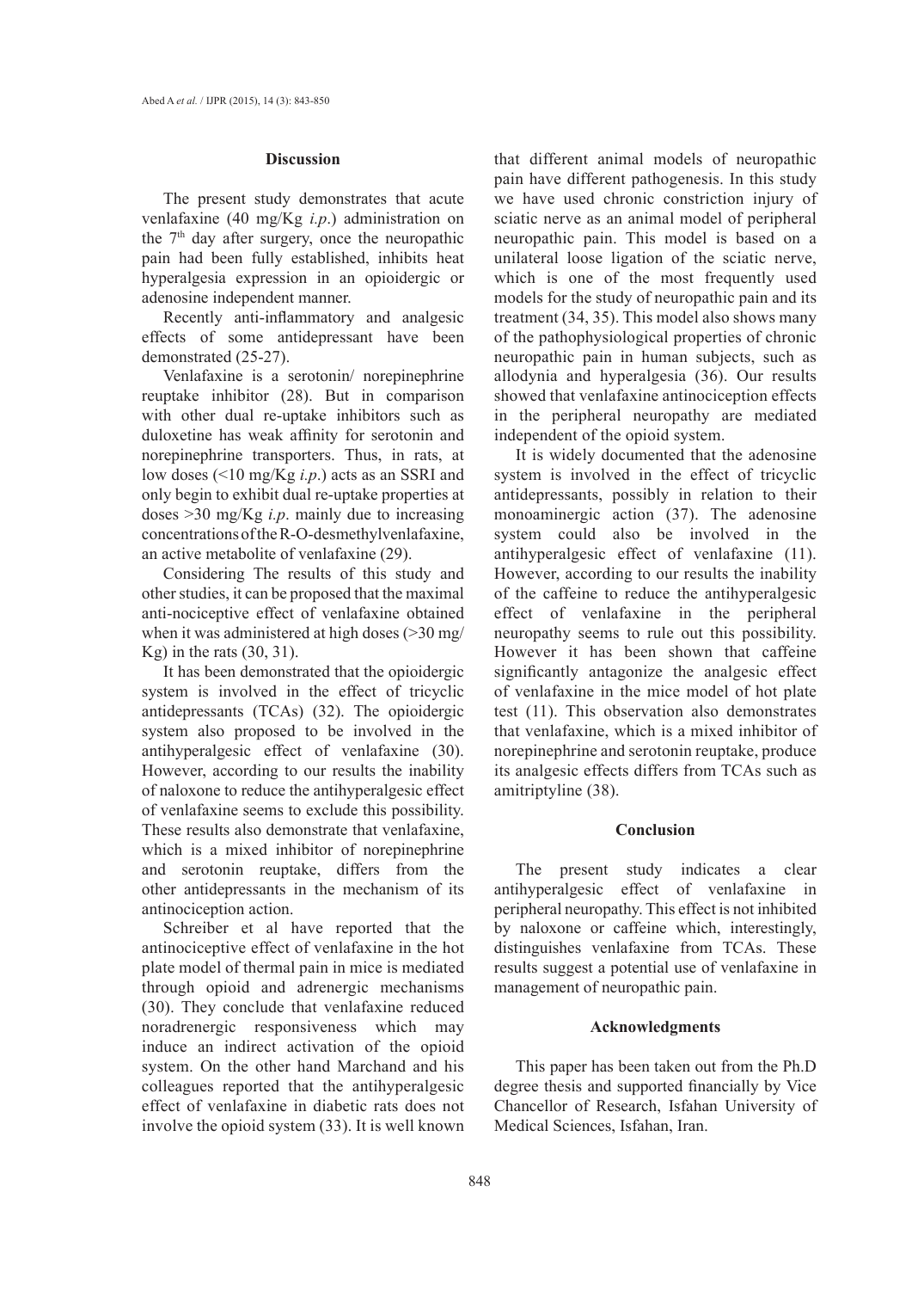## Discussion

The present study demonstrates that acute venlafaxine (40 mg/Kg *i.p*.) administration on the 7[th] day after surgery, once the neuropathic pain had been fully established, inhibits heat hyperalgesia expression in an opioidergic or adenosine independent manner.

Recently anti-inflammatory and analgesic effects of some antidepressant have been demonstrated (25-27).

Venlafaxine is a serotonin/ norepinephrine reuptake inhibitor (28). But in comparison with other dual re-uptake inhibitors such as duloxetine has weak affinity for serotonin and norepinephrine transporters. Thus, in rats, at low doses (<10 mg/Kg *i.p*.) acts as an SSRI and only begin to exhibit dual re-uptake properties at doses >30 mg/Kg *i.p*. mainly due to increasing concentrations of the R-O-desmethylvenlafaxine, an active metabolite of venlafaxine (29).

Considering The results of this study and other studies, it can be proposed that the maximal anti-nociceptive effect of venlafaxine obtained when it was administered at high doses (>30 mg/Kg) in the rats (30, 31).

It has been demonstrated that the opioidergic system is involved in the effect of tricyclic antidepressants (TCAs) (32). The opioidergic system also proposed to be involved in the antihyperalgesic effect of venlafaxine (30). However, according to our results the inability of naloxone to reduce the antihyperalgesic effect of venlafaxine seems to exclude this possibility. These results also demonstrate that venlafaxine, which is a mixed inhibitor of norepinephrine and serotonin reuptake, differs from the other antidepressants in the mechanism of its antinociception action.

Schreiber et al have reported that the antinociceptive effect of venlafaxine in the hot plate model of thermal pain in mice is mediated through opioid and adrenergic mechanisms (30). They conclude that venlafaxine reduced noradrenergic responsiveness which may induce an indirect activation of the opioid system. On the other hand Marchand and his colleagues reported that the antihyperalgesic effect of venlafaxine in diabetic rats does not involve the opioid system (33). It is well known that different animal models of neuropathic pain have different pathogenesis. In this study we have used chronic constriction injury of sciatic nerve as an animal model of peripheral neuropathic pain. This model is based on a unilateral loose ligation of the sciatic nerve, which is one of the most frequently used models for the study of neuropathic pain and its treatment (34, 35). This model also shows many of the pathophysiological properties of chronic neuropathic pain in human subjects, such as allodynia and hyperalgesia (36). Our results showed that venlafaxine antinociception effects in the peripheral neuropathy are mediated independent of the opioid system.

It is widely documented that the adenosine system is involved in the effect of tricyclic antidepressants, possibly in relation to their monoaminergic action (37). The adenosine system could also be involved in the antihyperalgesic effect of venlafaxine (11). However, according to our results the inability of the caffeine to reduce the antihyperalgesic effect of venlafaxine in the peripheral neuropathy seems to rule out this possibility. However it has been shown that caffeine significantly antagonize the analgesic effect of venlafaxine in the mice model of hot plate test (11). This observation also demonstrates that venlafaxine, which is a mixed inhibitor of norepinephrine and serotonin reuptake, produce its analgesic effects differs from TCAs such as amitriptyline (38).

## Conclusion

The present study indicates a clear antihyperalgesic effect of venlafaxine in peripheral neuropathy. This effect is not inhibited by naloxone or caffeine which, interestingly, distinguishes venlafaxine from TCAs. These results suggest a potential use of venlafaxine in management of neuropathic pain.

## Acknowledgments

This paper has been taken out from the Ph.D degree thesis and supported financially by Vice Chancellor of Research, Isfahan University of Medical Sciences, Isfahan, Iran.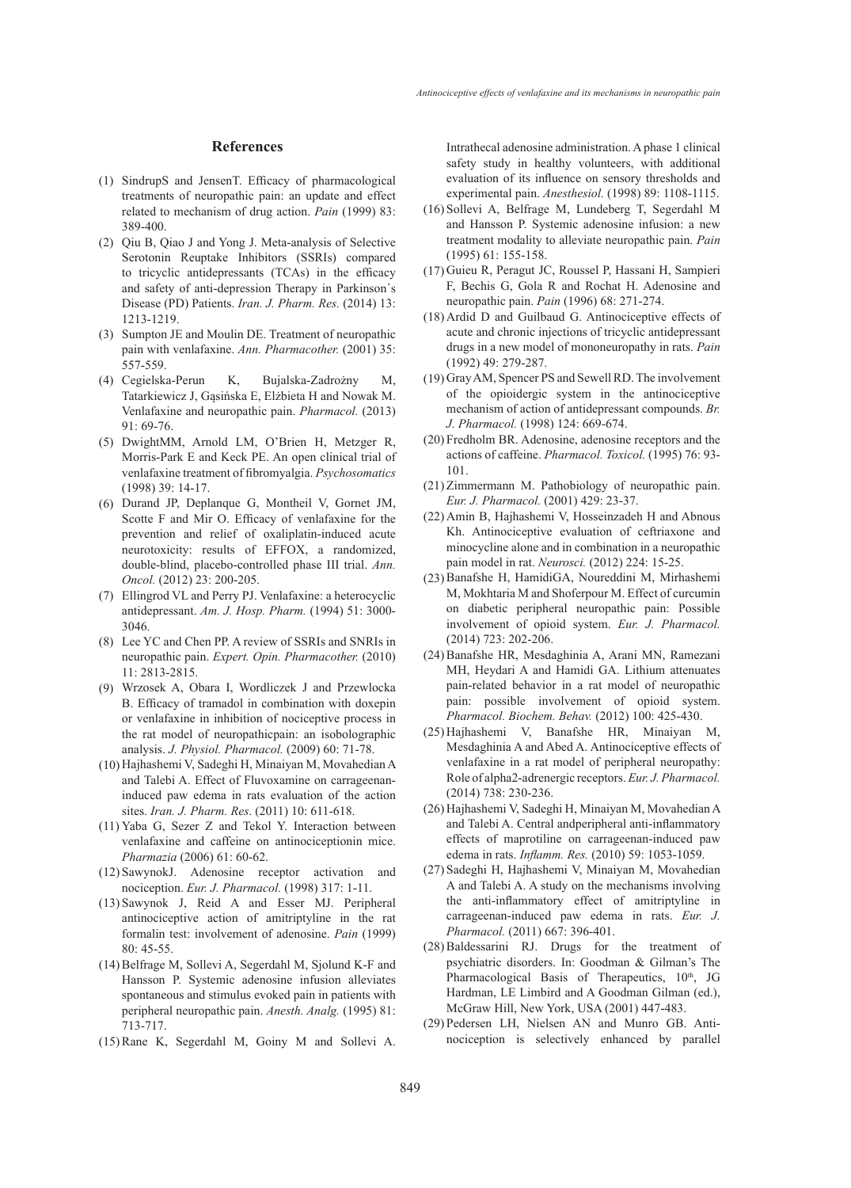## References

(1) SindrupS and JensenT. Efficacy of pharmacological treatments of neuropathic pain: an update and effect related to mechanism of drug action. *Pain* (1999) 83: 389-400.

(2) Qiu B, Qiao J and Yong J. Meta-analysis of Selective Serotonin Reuptake Inhibitors (SSRIs) compared to tricyclic antidepressants (TCAs) in the efficacy and safety of anti-depression Therapy in Parkinson᾽s Disease (PD) Patients. *Iran. J. Pharm. Res.* (2014) 13: 1213-1219.

(3) Sumpton JE and Moulin DE. Treatment of neuropathic pain with venlafaxine. *Ann. Pharmacother.* (2001) 35: 557-559.

(4) Cegielska-Perun K, Bujalska-Zadrożny M, Tatarkiewicz J, Gąsińska E, Elżbieta H and Nowak M. Venlafaxine and neuropathic pain. *Pharmacol.* (2013) 91: 69-76.

(5) DwightMM, Arnold LM, O'Brien H, Metzger R, Morris-Park E and Keck PE. An open clinical trial of venlafaxine treatment of fibromyalgia. *Psychosomatics* (1998) 39: 14-17.

(6) Durand JP, Deplanque G, Montheil V, Gornet JM, Scotte F and Mir O. Efficacy of venlafaxine for the prevention and relief of oxaliplatin-induced acute neurotoxicity: results of EFFOX, a randomized, double-blind, placebo-controlled phase III trial. *Ann. Oncol.* (2012) 23: 200-205.

(7) Ellingrod VL and Perry PJ. Venlafaxine: a heterocyclic antidepressant. *Am. J. Hosp. Pharm.* (1994) 51: 3000-3046.

(8) Lee YC and Chen PP. A review of SSRIs and SNRIs in neuropathic pain. *Expert. Opin. Pharmacother.* (2010) 11: 2813-2815.

(9) Wrzosek A, Obara I, Wordliczek J and Przewlocka B. Efficacy of tramadol in combination with doxepin or venlafaxine in inhibition of nociceptive process in the rat model of neuropathicpain: an isobolographic analysis. *J. Physiol. Pharmacol.* (2009) 60: 71-78.

(10) Hajhashemi V, Sadeghi H, Minaiyan M, Movahedian A and Talebi A. Effect of Fluvoxamine on carrageenan-induced paw edema in rats evaluation of the action sites. *Iran. J. Pharm. Res*. (2011) 10: 611-618.

(11) Yaba G, Sezer Z and Tekol Y. Interaction between venlafaxine and caffeine on antinociceptionin mice. *Pharmazia* (2006) 61: 60-62.

(12) SawynokJ. Adenosine receptor activation and nociception. *Eur. J. Pharmacol.* (1998) 317: 1-11.

(13) Sawynok J, Reid A and Esser MJ. Peripheral antinociceptive action of amitriptyline in the rat formalin test: involvement of adenosine. *Pain* (1999) 80: 45-55.

(14) Belfrage M, Sollevi A, Segerdahl M, Sjolund K-F and Hansson P. Systemic adenosine infusion alleviates spontaneous and stimulus evoked pain in patients with peripheral neuropathic pain. *Anesth. Analg.* (1995) 81: 713-717.

(15) Rane K, Segerdahl M, Goiny M and Sollevi A. Intrathecal adenosine administration. A phase 1 clinical safety study in healthy volunteers, with additional evaluation of its influence on sensory thresholds and experimental pain. *Anesthesiol.* (1998) 89: 1108-1115.

(16) Sollevi A, Belfrage M, Lundeberg T, Segerdahl M and Hansson P. Systemic adenosine infusion: a new treatment modality to alleviate neuropathic pain. *Pain* (1995) 61: 155-158.

(17) Guieu R, Peragut JC, Roussel P, Hassani H, Sampieri F, Bechis G, Gola R and Rochat H. Adenosine and neuropathic pain. *Pain* (1996) 68: 271-274.

(18) Ardid D and Guilbaud G. Antinociceptive effects of acute and chronic injections of tricyclic antidepressant drugs in a new model of mononeuropathy in rats. *Pain* (1992) 49: 279-287.

(19) Gray AM, Spencer PS and Sewell RD. The involvement of the opioidergic system in the antinociceptive mechanism of action of antidepressant compounds. *Br. J. Pharmacol.* (1998) 124: 669-674.

(20) Fredholm BR. Adenosine, adenosine receptors and the actions of caffeine. *Pharmacol. Toxicol.* (1995) 76: 93-101.

(21) Zimmermann M. Pathobiology of neuropathic pain. *Eur. J. Pharmacol.* (2001) 429: 23-37.

(22) Amin B, Hajhashemi V, Hosseinzadeh H and Abnous Kh. Antinociceptive evaluation of ceftriaxone and minocycline alone and in combination in a neuropathic pain model in rat. *Neurosci.* (2012) 224: 15-25.

(23) Banafshe H, HamidiGA, Noureddini M, Mirhashemi M, Mokhtaria M and Shoferpour M. Effect of curcumin on diabetic peripheral neuropathic pain: Possible involvement of opioid system. *Eur. J. Pharmacol.* (2014) 723: 202-206.

(24) Banafshe HR, Mesdaghinia A, Arani MN, Ramezani MH, Heydari A and Hamidi GA. Lithium attenuates pain-related behavior in a rat model of neuropathic pain: possible involvement of opioid system. *Pharmacol. Biochem. Behav.* (2012) 100: 425-430.

(25) Hajhashemi V, Banafshe HR, Minaiyan M, Mesdaghinia A and Abed A. Antinociceptive effects of venlafaxine in a rat model of peripheral neuropathy: Role of alpha2-adrenergic receptors. *Eur. J. Pharmacol.* (2014) 738: 230-236.

(26) Hajhashemi V, Sadeghi H, Minaiyan M, Movahedian A and Talebi A. Central andperipheral anti-inflammatory effects of maprotiline on carrageenan-induced paw edema in rats. *Inflamm. Res.* (2010) 59: 1053-1059.

(27) Sadeghi H, Hajhashemi V, Minaiyan M, Movahedian A and Talebi A. A study on the mechanisms involving the anti-inflammatory effect of amitriptyline in carrageenan-induced paw edema in rats. *Eur. J. Pharmacol.* (2011) 667: 396-401.

(28) Baldessarini RJ. Drugs for the treatment of psychiatric disorders. In: Goodman & Gilman's The Pharmacological Basis of Therapeutics, 10th, JG Hardman, LE Limbird and A Goodman Gilman (ed.), McGraw Hill, New York, USA (2001) 447-483.

(29) Pedersen LH, Nielsen AN and Munro GB. Anti-nociception is selectively enhanced by parallel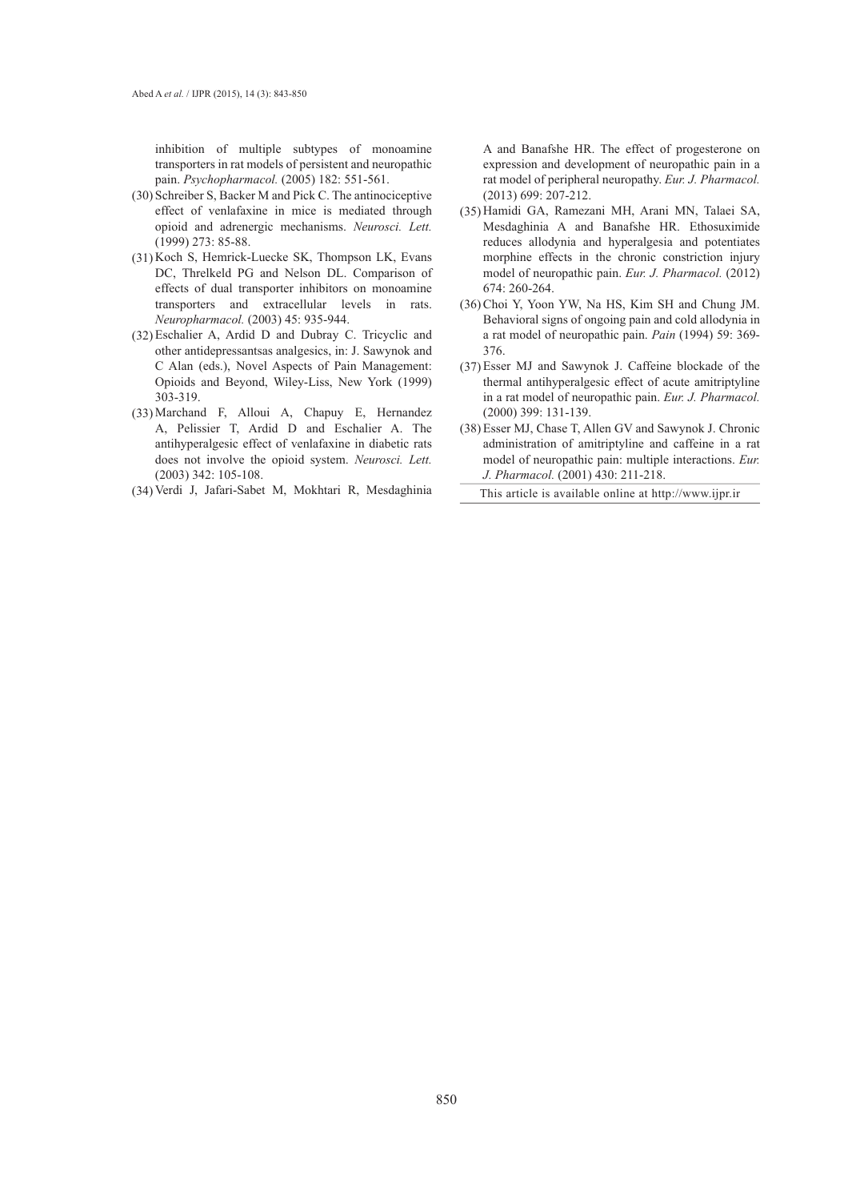inhibition of multiple subtypes of monoamine transporters in rat models of persistent and neuropathic pain. *Psychopharmacol.* (2005) 182: 551-561.

(30) Schreiber S, Backer M and Pick C. The antinociceptive effect of venlafaxine in mice is mediated through opioid and adrenergic mechanisms. *Neurosci. Lett.* (1999) 273: 85-88.

(31) Koch S, Hemrick-Luecke SK, Thompson LK, Evans DC, Threlkeld PG and Nelson DL. Comparison of effects of dual transporter inhibitors on monoamine transporters and extracellular levels in rats. *Neuropharmacol.* (2003) 45: 935-944.

(32) Eschalier A, Ardid D and Dubray C. Tricyclic and other antidepressantsas analgesics, in: J. Sawynok and C Alan (eds.), Novel Aspects of Pain Management: Opioids and Beyond, Wiley-Liss, New York (1999) 303-319.

(33) Marchand F, Alloui A, Chapuy E, Hernandez A, Pelissier T, Ardid D and Eschalier A. The antihyperalgesic effect of venlafaxine in diabetic rats does not involve the opioid system. *Neurosci. Lett.* (2003) 342: 105-108.

(34) Verdi J, Jafari-Sabet M, Mokhtari R, Mesdaghinia A and Banafshe HR. The effect of progesterone on expression and development of neuropathic pain in a rat model of peripheral neuropathy. *Eur. J. Pharmacol.* (2013) 699: 207-212.

(35) Hamidi GA, Ramezani MH, Arani MN, Talaei SA, Mesdaghinia A and Banafshe HR. Ethosuximide reduces allodynia and hyperalgesia and potentiates morphine effects in the chronic constriction injury model of neuropathic pain. *Eur. J. Pharmacol.* (2012) 674: 260-264.

(36) Choi Y, Yoon YW, Na HS, Kim SH and Chung JM. Behavioral signs of ongoing pain and cold allodynia in a rat model of neuropathic pain. *Pain* (1994) 59: 369-376.

(37) Esser MJ and Sawynok J. Caffeine blockade of the thermal antihyperalgesic effect of acute amitriptyline in a rat model of neuropathic pain. *Eur. J. Pharmacol.* (2000) 399: 131-139.

(38) Esser MJ, Chase T, Allen GV and Sawynok J. Chronic administration of amitriptyline and caffeine in a rat model of neuropathic pain: multiple interactions. *Eur. J. Pharmacol.* (2001) 430: 211-218.

This article is available online at http://www.ijpr.ir